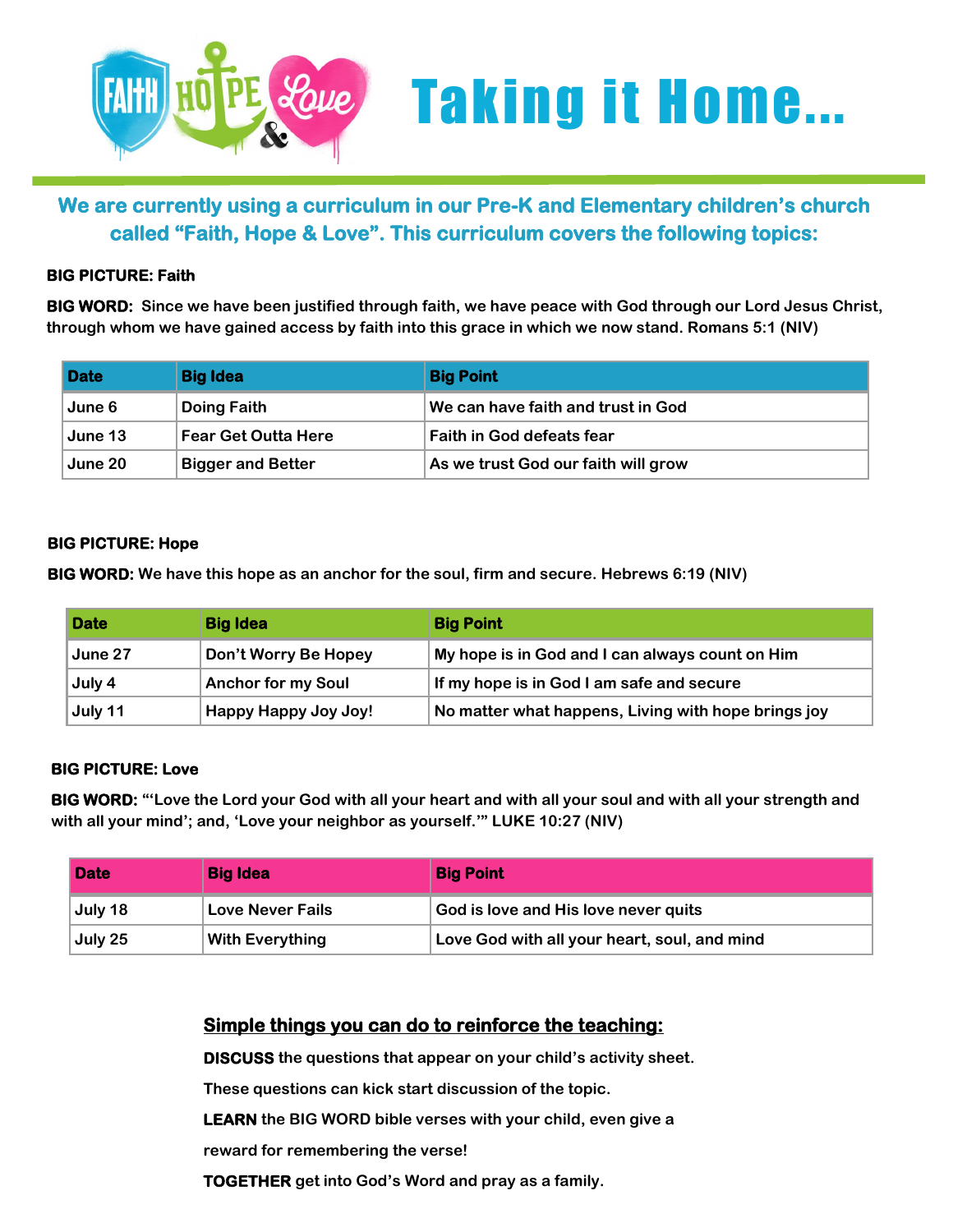# Taking it Home...

## We are currently using a curriculum in our Pre-K and Elementary children's church called "Faith, Hope & Love". This curriculum covers the following topics:

**BIG PICTURE: Faith**

**BIG WORD:** Since we have been justified through faith, we have peace with God through our Lord Jesus Christ, through whom we have gained access by faith into this grace in which we now stand. Romans 5:1 (NIV)

| Date | Big Idea | Big Point |
|---|---|---|
| June 6 | Doing Faith | We can have faith and trust in God |
| June 13 | Fear Get Outta Here | Faith in God defeats fear |
| June 20 | Bigger and Better | As we trust God our faith will grow |

**BIG PICTURE: Hope**

**BIG WORD:** We have this hope as an anchor for the soul, firm and secure. Hebrews 6:19 (NIV)

| Date | Big Idea | Big Point |
|---|---|---|
| June 27 | Don't Worry Be Hopey | My hope is in God and I can always count on Him |
| July 4 | Anchor for my Soul | If my hope is in God I am safe and secure |
| July 11 | Happy Happy Joy Joy! | No matter what happens, Living with hope brings joy |

**BIG PICTURE: Love**

**BIG WORD:** "'Love the Lord your God with all your heart and with all your soul and with all your strength and with all your mind'; and, 'Love your neighbor as yourself.'" LUKE 10:27 (NIV)

| Date | Big Idea | Big Point |
|---|---|---|
| July 18 | Love Never Fails | God is love and His love never quits |
| July 25 | With Everything | Love God with all your heart, soul, and mind |

**Simple things you can do to reinforce the teaching:**

**DISCUSS** the questions that appear on your child's activity sheet. These questions can kick start discussion of the topic.

**LEARN** the BIG WORD bible verses with your child, even give a reward for remembering the verse!

**TOGETHER** get into God's Word and pray as a family.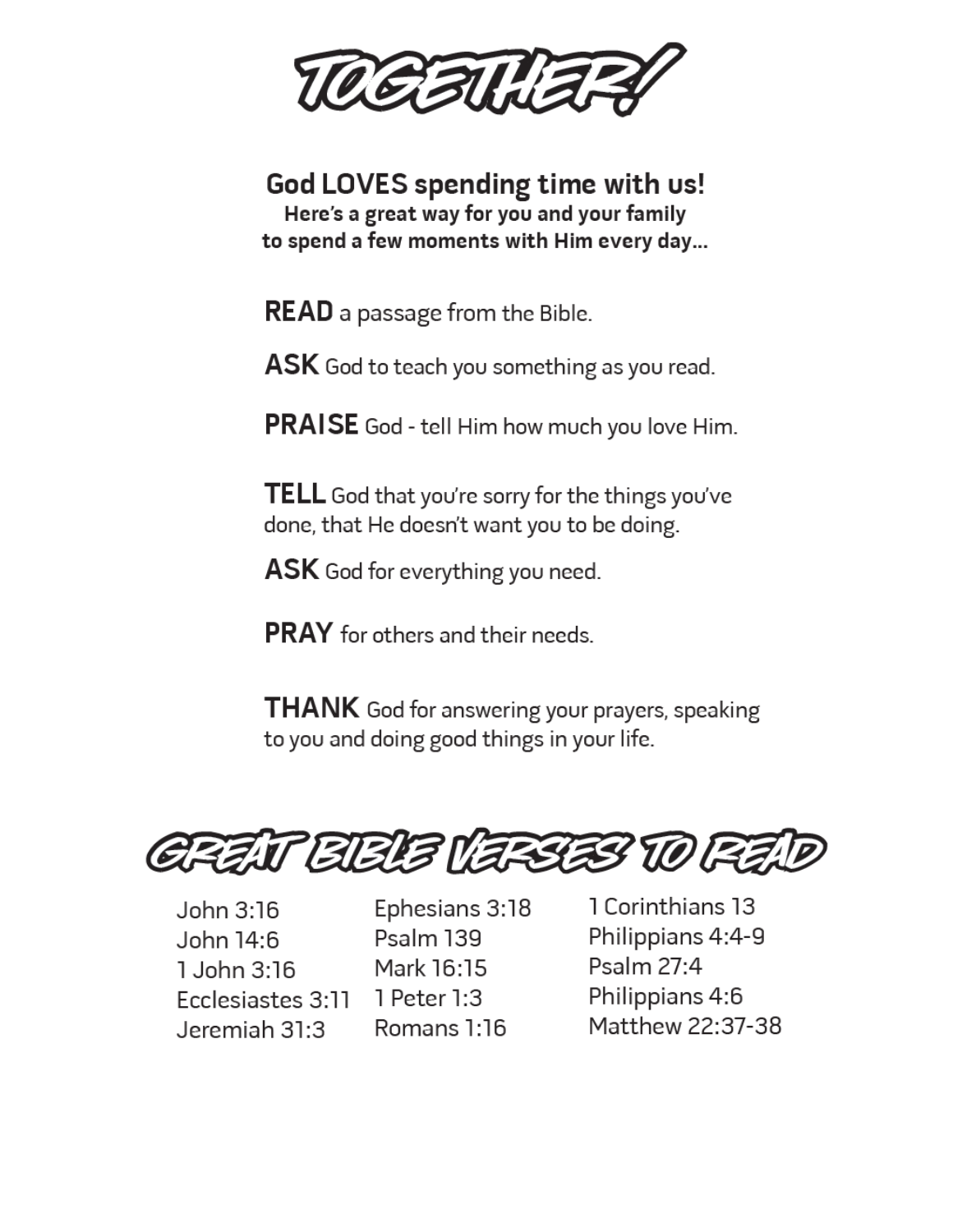# TOGETHER!

**God LOVES spending time with us!**
**Here's a great way for you and your family to spend a few moments with Him every day...**

**READ** a passage from the Bible.

**ASK** God to teach you something as you read.

**PRAISE** God - tell Him how much you love Him.

**TELL** God that you're sorry for the things you've done, that He doesn't want you to be doing.

**ASK** God for everything you need.

**PRAY** for others and their needs.

**THANK** God for answering your prayers, speaking to you and doing good things in your life.

# GREAT BIBLE VERSES TO READ

John 3:16
John 14:6
1 John 3:16
Ecclesiastes 3:11
Jeremiah 31:3

Ephesians 3:18
Psalm 139
Mark 16:15
1 Peter 1:3
Romans 1:16

1 Corinthians 13
Philippians 4:4-9
Psalm 27:4
Philippians 4:6
Matthew 22:37-38